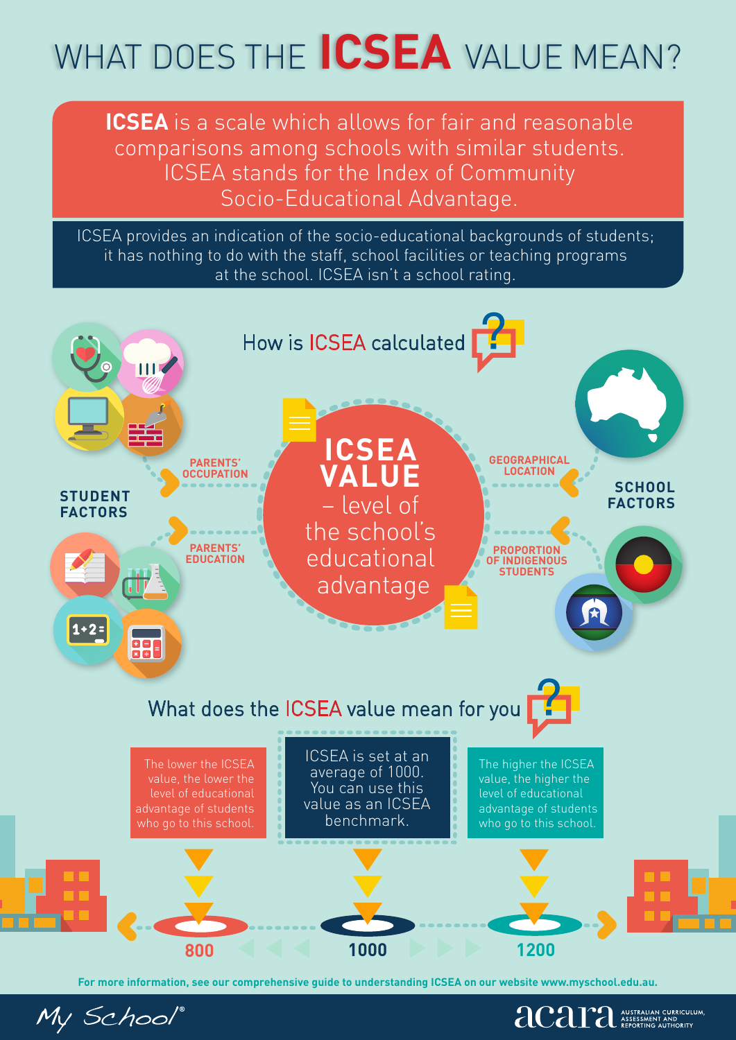# WHAT DOES THE **ICSEA** VALUE MEAN?

**ICSEA** is a scale which allows for fair and reasonable comparisons among schools with similar students. ICSEA stands for the Index of Community Socio-Educational Advantage.

ICSEA provides an indication of the socio-educational backgrounds of students; it has nothing to do with the staff, school facilities or teaching programs at the school. ICSEA isn't a school rating.

## How is ICSEA calculated

**ICSEA VALUE** – level of the school's educational advantage

**STUDENT FACTORS**

- PARENTS' OCCUPATION
- PARENTS' EDUCATION

**SCHOOL FACTORS**

- GEOGRAPHICAL LOCATION
- PROPORTION OF INDIGENOUS STUDENTS

## What does the ICSEA value mean for you

The lower the ICSEA value, the lower the level of educational advantage of students who go to this school.

ICSEA is set at an average of 1000. You can use this value as an ICSEA benchmark.

The higher the ICSEA value, the higher the level of educational advantage of students who go to this school.

800 — 1000 — 1200

**For more information, see our comprehensive guide to understanding ICSEA on our website www.myschool.edu.au.**

My School®

acara AUSTRALIAN CURRICULUM, ASSESSMENT AND REPORTING AUTHORITY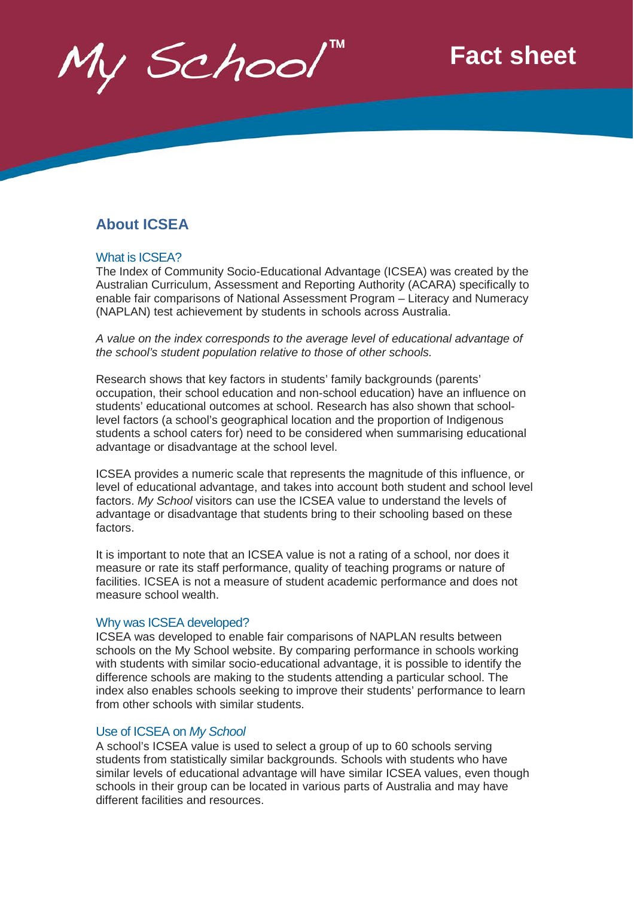My School™

# Fact sheet

## About ICSEA

### What is ICSEA?

The Index of Community Socio-Educational Advantage (ICSEA) was created by the Australian Curriculum, Assessment and Reporting Authority (ACARA) specifically to enable fair comparisons of National Assessment Program – Literacy and Numeracy (NAPLAN) test achievement by students in schools across Australia.

*A value on the index corresponds to the average level of educational advantage of the school's student population relative to those of other schools.*

Research shows that key factors in students' family backgrounds (parents' occupation, their school education and non-school education) have an influence on students' educational outcomes at school. Research has also shown that school-level factors (a school's geographical location and the proportion of Indigenous students a school caters for) need to be considered when summarising educational advantage or disadvantage at the school level.

ICSEA provides a numeric scale that represents the magnitude of this influence, or level of educational advantage, and takes into account both student and school level factors. *My School* visitors can use the ICSEA value to understand the levels of advantage or disadvantage that students bring to their schooling based on these factors.

It is important to note that an ICSEA value is not a rating of a school, nor does it measure or rate its staff performance, quality of teaching programs or nature of facilities. ICSEA is not a measure of student academic performance and does not measure school wealth.

### Why was ICSEA developed?

ICSEA was developed to enable fair comparisons of NAPLAN results between schools on the My School website. By comparing performance in schools working with students with similar socio-educational advantage, it is possible to identify the difference schools are making to the students attending a particular school. The index also enables schools seeking to improve their students' performance to learn from other schools with similar students.

### Use of ICSEA on *My School*

A school's ICSEA value is used to select a group of up to 60 schools serving students from statistically similar backgrounds. Schools with students who have similar levels of educational advantage will have similar ICSEA values, even though schools in their group can be located in various parts of Australia and may have different facilities and resources.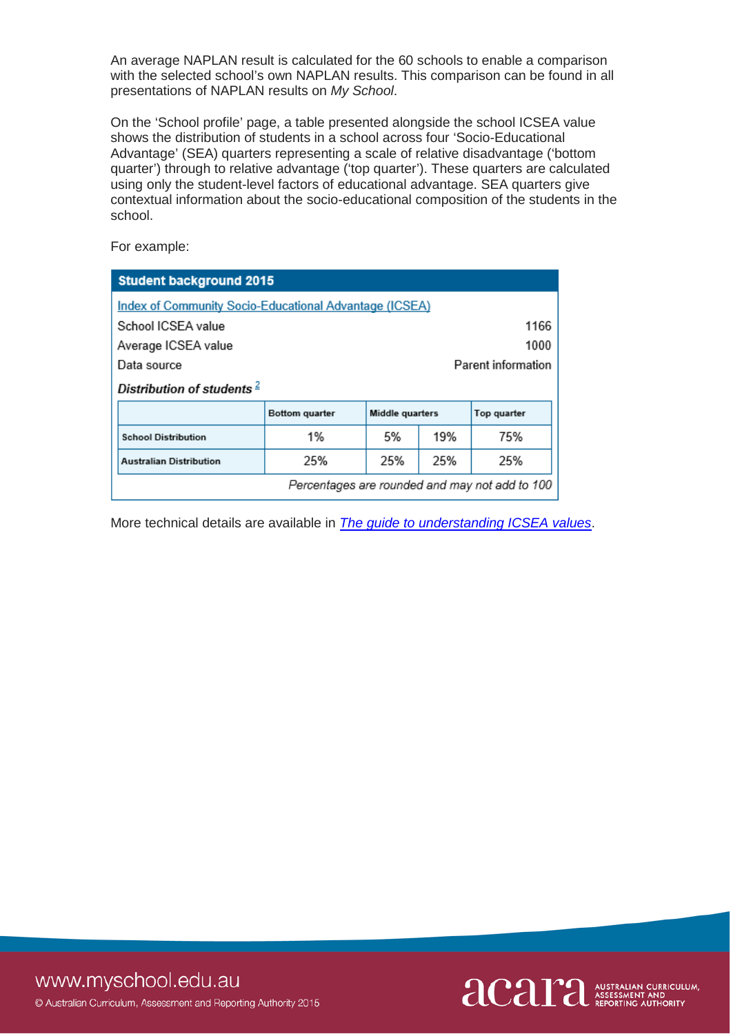An average NAPLAN result is calculated for the 60 schools to enable a comparison with the selected school's own NAPLAN results. This comparison can be found in all presentations of NAPLAN results on *My School*.

On the 'School profile' page, a table presented alongside the school ICSEA value shows the distribution of students in a school across four 'Socio-Educational Advantage' (SEA) quarters representing a scale of relative disadvantage ('bottom quarter') through to relative advantage ('top quarter'). These quarters are calculated using only the student-level factors of educational advantage. SEA quarters give contextual information about the socio-educational composition of the students in the school.

For example:

**Student background 2015**

Index of Community Socio-Educational Advantage (ICSEA)

| | |
|---|---|
| School ICSEA value | 1166 |
| Average ICSEA value | 1000 |
| Data source | Parent information |

***Distribution of students*** [2]

| | Bottom quarter | Middle quarters | | Top quarter |
|---|---|---|---|---|
| School Distribution | 1% | 5% | 19% | 75% |
| Australian Distribution | 25% | 25% | 25% | 25% |

*Percentages are rounded and may not add to 100*

More technical details are available in *The guide to understanding ICSEA values*.